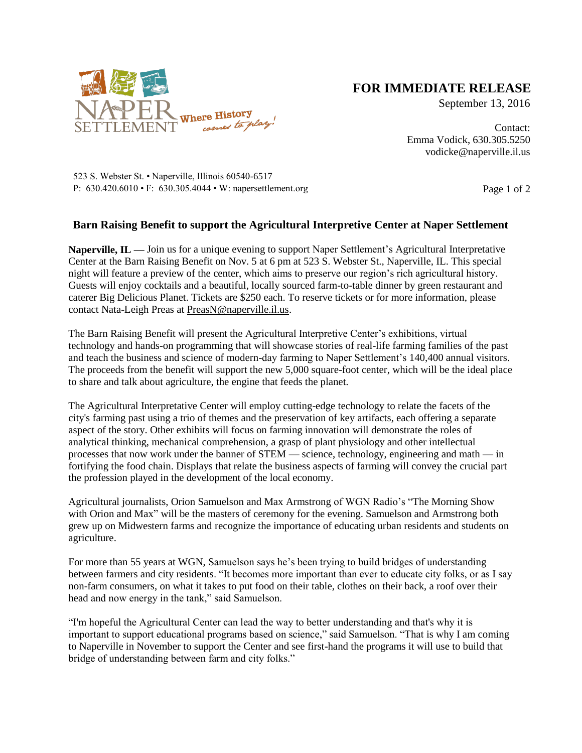NAPER SETTLEMENT Where History comes to play!

**FOR IMMEDIATE RELEASE**

September 13, 2016

Contact:
Emma Vodick, 630.305.5250
vodicke@naperville.il.us

523 S. Webster St. • Naperville, Illinois 60540-6517
P: 630.420.6010 • F: 630.305.4044 • W: napersettlement.org

## Barn Raising Benefit to support the Agricultural Interpretive Center at Naper Settlement

**Naperville, IL —** Join us for a unique evening to support Naper Settlement's Agricultural Interpretative Center at the Barn Raising Benefit on Nov. 5 at 6 pm at 523 S. Webster St., Naperville, IL. This special night will feature a preview of the center, which aims to preserve our region's rich agricultural history. Guests will enjoy cocktails and a beautiful, locally sourced farm-to-table dinner by green restaurant and caterer Big Delicious Planet. Tickets are $250 each. To reserve tickets or for more information, please contact Nata-Leigh Preas at PreasN@naperville.il.us.

The Barn Raising Benefit will present the Agricultural Interpretive Center's exhibitions, virtual technology and hands-on programming that will showcase stories of real-life farming families of the past and teach the business and science of modern-day farming to Naper Settlement's 140,400 annual visitors. The proceeds from the benefit will support the new 5,000 square-foot center, which will be the ideal place to share and talk about agriculture, the engine that feeds the planet.

The Agricultural Interpretative Center will employ cutting-edge technology to relate the facets of the city's farming past using a trio of themes and the preservation of key artifacts, each offering a separate aspect of the story. Other exhibits will focus on farming innovation will demonstrate the roles of analytical thinking, mechanical comprehension, a grasp of plant physiology and other intellectual processes that now work under the banner of STEM — science, technology, engineering and math — in fortifying the food chain. Displays that relate the business aspects of farming will convey the crucial part the profession played in the development of the local economy.

Agricultural journalists, Orion Samuelson and Max Armstrong of WGN Radio's "The Morning Show with Orion and Max" will be the masters of ceremony for the evening. Samuelson and Armstrong both grew up on Midwestern farms and recognize the importance of educating urban residents and students on agriculture.

For more than 55 years at WGN, Samuelson says he's been trying to build bridges of understanding between farmers and city residents. "It becomes more important than ever to educate city folks, or as I say non-farm consumers, on what it takes to put food on their table, clothes on their back, a roof over their head and now energy in the tank," said Samuelson.

"I'm hopeful the Agricultural Center can lead the way to better understanding and that's why it is important to support educational programs based on science," said Samuelson. "That is why I am coming to Naperville in November to support the Center and see first-hand the programs it will use to build that bridge of understanding between farm and city folks."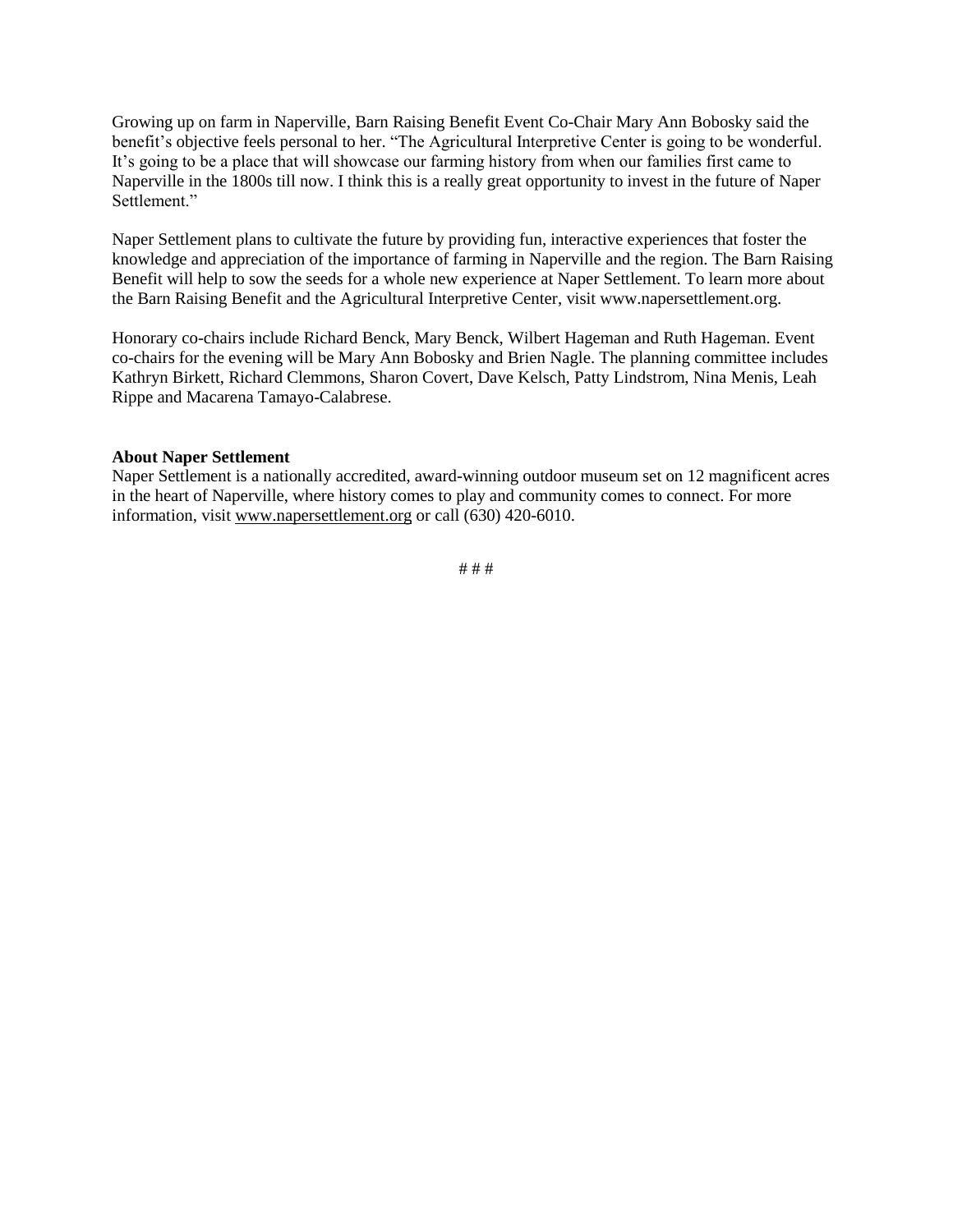Growing up on farm in Naperville, Barn Raising Benefit Event Co-Chair Mary Ann Bobosky said the benefit's objective feels personal to her. "The Agricultural Interpretive Center is going to be wonderful. It's going to be a place that will showcase our farming history from when our families first came to Naperville in the 1800s till now. I think this is a really great opportunity to invest in the future of Naper Settlement."

Naper Settlement plans to cultivate the future by providing fun, interactive experiences that foster the knowledge and appreciation of the importance of farming in Naperville and the region. The Barn Raising Benefit will help to sow the seeds for a whole new experience at Naper Settlement. To learn more about the Barn Raising Benefit and the Agricultural Interpretive Center, visit www.napersettlement.org.

Honorary co-chairs include Richard Benck, Mary Benck, Wilbert Hageman and Ruth Hageman. Event co-chairs for the evening will be Mary Ann Bobosky and Brien Nagle. The planning committee includes Kathryn Birkett, Richard Clemmons, Sharon Covert, Dave Kelsch, Patty Lindstrom, Nina Menis, Leah Rippe and Macarena Tamayo-Calabrese.

**About Naper Settlement**
Naper Settlement is a nationally accredited, award-winning outdoor museum set on 12 magnificent acres in the heart of Naperville, where history comes to play and community comes to connect. For more information, visit www.napersettlement.org or call (630) 420-6010.

# # #